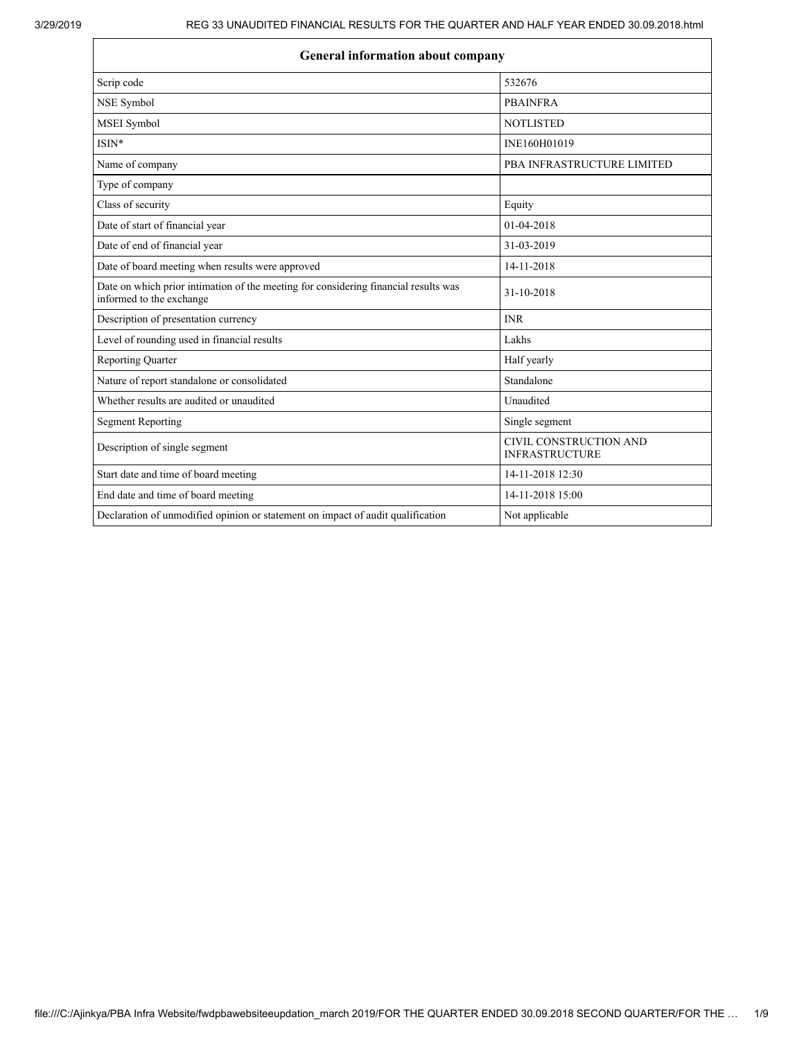| General information about company | |
|---|---|
| Scrip code | 532676 |
| NSE Symbol | PBAINFRA |
| MSEI Symbol | NOTLISTED |
| ISIN* | INE160H01019 |
| Name of company | PBA INFRASTRUCTURE LIMITED |
| Type of company | |
| Class of security | Equity |
| Date of start of financial year | 01-04-2018 |
| Date of end of financial year | 31-03-2019 |
| Date of board meeting when results were approved | 14-11-2018 |
| Date on which prior intimation of the meeting for considering financial results was informed to the exchange | 31-10-2018 |
| Description of presentation currency | INR |
| Level of rounding used in financial results | Lakhs |
| Reporting Quarter | Half yearly |
| Nature of report standalone or consolidated | Standalone |
| Whether results are audited or unaudited | Unaudited |
| Segment Reporting | Single segment |
| Description of single segment | CIVIL CONSTRUCTION AND INFRASTRUCTURE |
| Start date and time of board meeting | 14-11-2018 12:30 |
| End date and time of board meeting | 14-11-2018 15:00 |
| Declaration of unmodified opinion or statement on impact of audit qualification | Not applicable |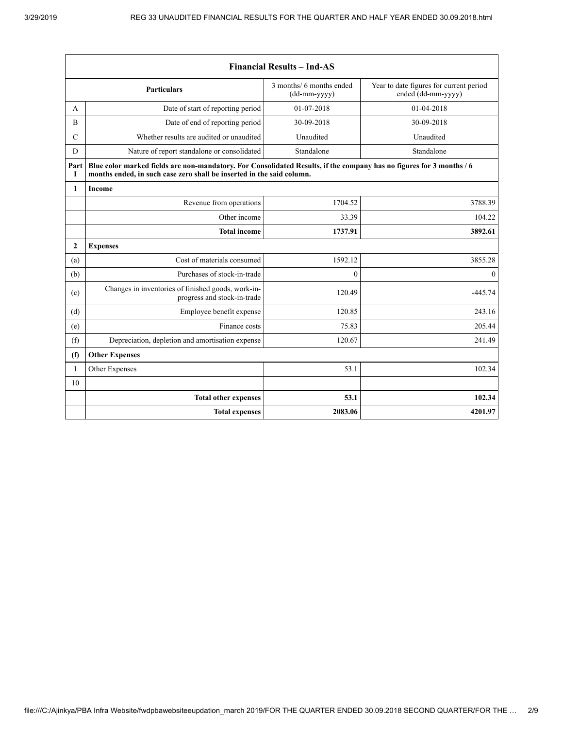| Financial Results – Ind-AS | | | |
|---|---|---|---|
| | **Particulars** | 3 months/ 6 months ended (dd-mm-yyyy) | Year to date figures for current period ended (dd-mm-yyyy) |
| A | Date of start of reporting period | 01-07-2018 | 01-04-2018 |
| B | Date of end of reporting period | 30-09-2018 | 30-09-2018 |
| C | Whether results are audited or unaudited | Unaudited | Unaudited |
| D | Nature of report standalone or consolidated | Standalone | Standalone |
| Part I | **Blue color marked fields are non-mandatory. For Consolidated Results, if the company has no figures for 3 months / 6 months ended, in such case zero shall be inserted in the said column.** | | |
| **1** | **Income** | | |
| | Revenue from operations | 1704.52 | 3788.39 |
| | Other income | 33.39 | 104.22 |
| | **Total income** | **1737.91** | **3892.61** |
| **2** | **Expenses** | | |
| (a) | Cost of materials consumed | 1592.12 | 3855.28 |
| (b) | Purchases of stock-in-trade | 0 | 0 |
| (c) | Changes in inventories of finished goods, work-in-progress and stock-in-trade | 120.49 | -445.74 |
| (d) | Employee benefit expense | 120.85 | 243.16 |
| (e) | Finance costs | 75.83 | 205.44 |
| (f) | Depreciation, depletion and amortisation expense | 120.67 | 241.49 |
| **(f)** | **Other Expenses** | | |
| 1 | Other Expenses | 53.1 | 102.34 |
| 10 | | | |
| | **Total other expenses** | **53.1** | **102.34** |
| | **Total expenses** | **2083.06** | **4201.97** |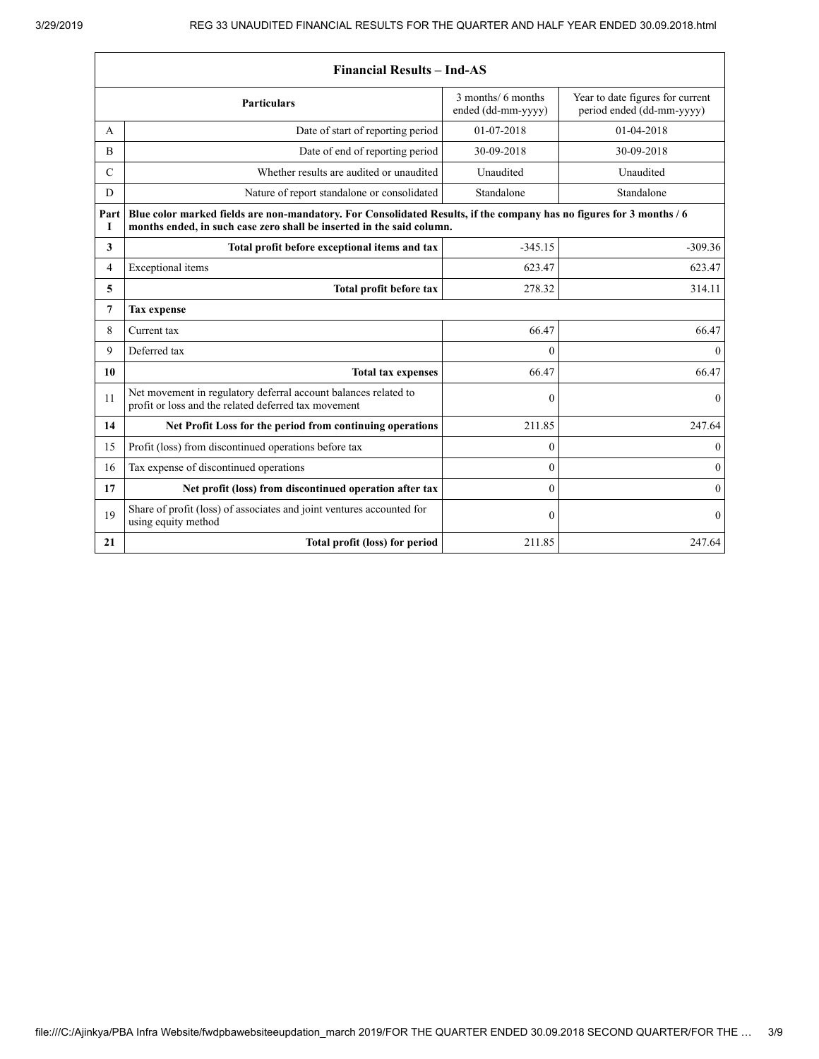| Financial Results – Ind-AS | | | |
|---|---|---|---|
| | Particulars | 3 months/ 6 months ended (dd-mm-yyyy) | Year to date figures for current period ended (dd-mm-yyyy) |
| A | Date of start of reporting period | 01-07-2018 | 01-04-2018 |
| B | Date of end of reporting period | 30-09-2018 | 30-09-2018 |
| C | Whether results are audited or unaudited | Unaudited | Unaudited |
| D | Nature of report standalone or consolidated | Standalone | Standalone |
| **Part I** | **Blue color marked fields are non-mandatory. For Consolidated Results, if the company has no figures for 3 months / 6 months ended, in such case zero shall be inserted in the said column.** | | |
| **3** | **Total profit before exceptional items and tax** | -345.15 | -309.36 |
| 4 | Exceptional items | 623.47 | 623.47 |
| **5** | **Total profit before tax** | 278.32 | 314.11 |
| **7** | **Tax expense** | | |
| 8 | Current tax | 66.47 | 66.47 |
| 9 | Deferred tax | 0 | 0 |
| **10** | **Total tax expenses** | 66.47 | 66.47 |
| 11 | Net movement in regulatory deferral account balances related to profit or loss and the related deferred tax movement | 0 | 0 |
| **14** | **Net Profit Loss for the period from continuing operations** | 211.85 | 247.64 |
| 15 | Profit (loss) from discontinued operations before tax | 0 | 0 |
| 16 | Tax expense of discontinued operations | 0 | 0 |
| **17** | **Net profit (loss) from discontinued operation after tax** | 0 | 0 |
| 19 | Share of profit (loss) of associates and joint ventures accounted for using equity method | 0 | 0 |
| **21** | **Total profit (loss) for period** | 211.85 | 247.64 |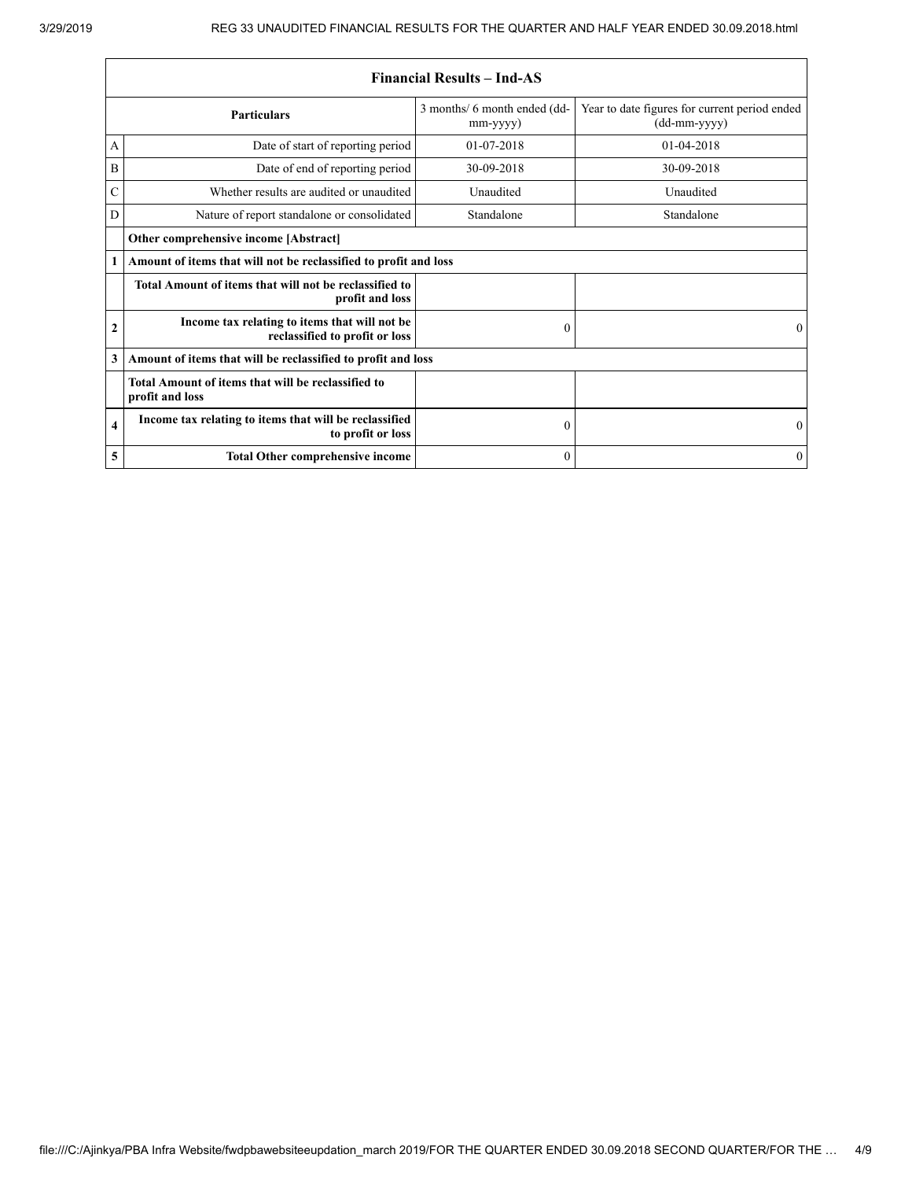| Financial Results – Ind-AS | | | |
|---|---|---|---|
| | **Particulars** | 3 months/ 6 month ended (dd-mm-yyyy) | Year to date figures for current period ended (dd-mm-yyyy) |
| A | Date of start of reporting period | 01-07-2018 | 01-04-2018 |
| B | Date of end of reporting period | 30-09-2018 | 30-09-2018 |
| C | Whether results are audited or unaudited | Unaudited | Unaudited |
| D | Nature of report standalone or consolidated | Standalone | Standalone |
| | **Other comprehensive income [Abstract]** | | |
| **1** | **Amount of items that will not be reclassified to profit and loss** | | |
| | **Total Amount of items that will not be reclassified to profit and loss** | | |
| **2** | **Income tax relating to items that will not be reclassified to profit or loss** | 0 | 0 |
| **3** | **Amount of items that will be reclassified to profit and loss** | | |
| | **Total Amount of items that will be reclassified to profit and loss** | | |
| **4** | **Income tax relating to items that will be reclassified to profit or loss** | 0 | 0 |
| **5** | **Total Other comprehensive income** | 0 | 0 |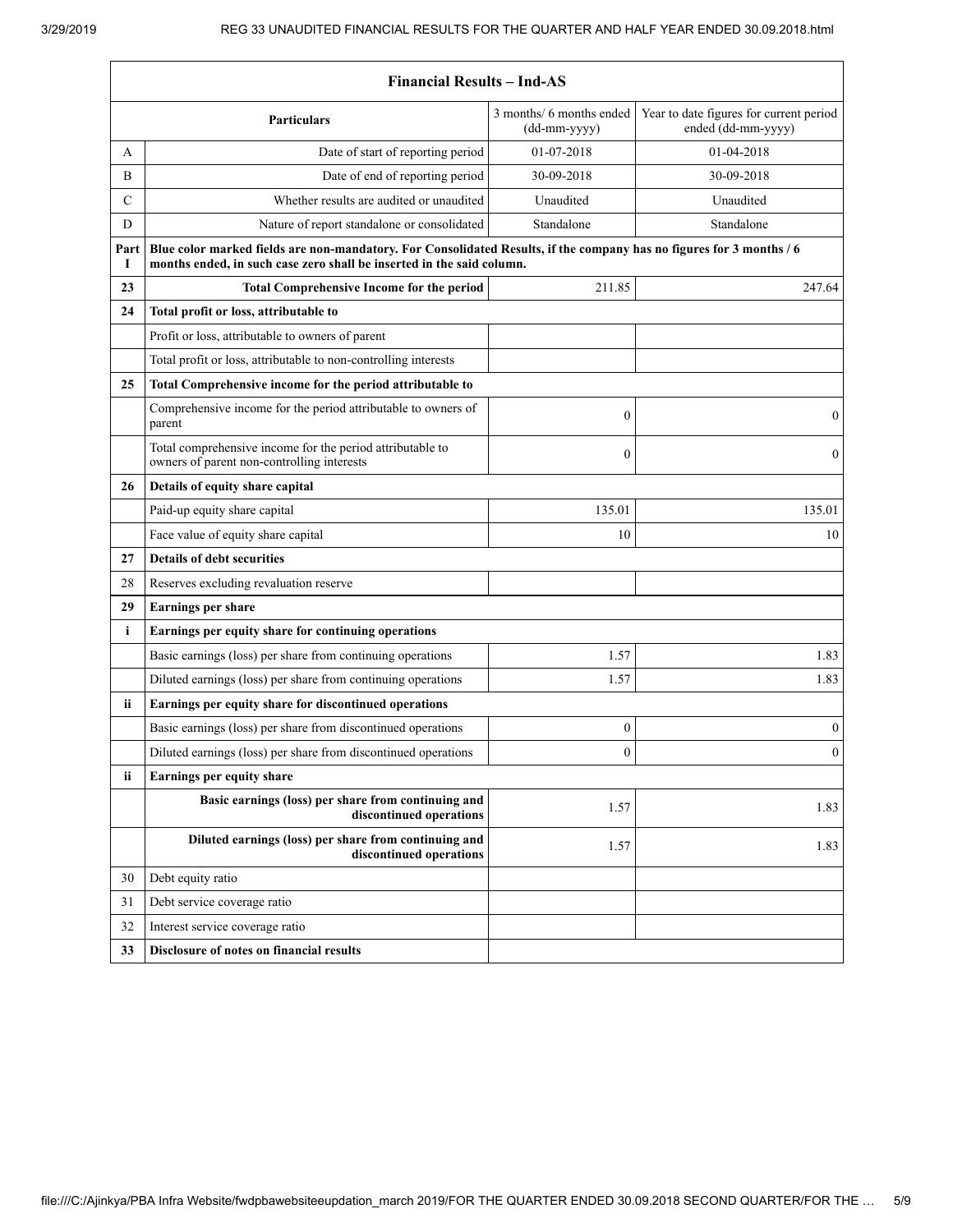| Financial Results – Ind-AS | | | |
|---|---|---|---|
| | **Particulars** | 3 months/ 6 months ended (dd-mm-yyyy) | Year to date figures for current period ended (dd-mm-yyyy) |
| A | Date of start of reporting period | 01-07-2018 | 01-04-2018 |
| B | Date of end of reporting period | 30-09-2018 | 30-09-2018 |
| C | Whether results are audited or unaudited | Unaudited | Unaudited |
| D | Nature of report standalone or consolidated | Standalone | Standalone |
| **Part I** | **Blue color marked fields are non-mandatory. For Consolidated Results, if the company has no figures for 3 months / 6 months ended, in such case zero shall be inserted in the said column.** | | |
| **23** | **Total Comprehensive Income for the period** | 211.85 | 247.64 |
| **24** | **Total profit or loss, attributable to** | | |
| | Profit or loss, attributable to owners of parent | | |
| | Total profit or loss, attributable to non-controlling interests | | |
| **25** | **Total Comprehensive income for the period attributable to** | | |
| | Comprehensive income for the period attributable to owners of parent | 0 | 0 |
| | Total comprehensive income for the period attributable to owners of parent non-controlling interests | 0 | 0 |
| **26** | **Details of equity share capital** | | |
| | Paid-up equity share capital | 135.01 | 135.01 |
| | Face value of equity share capital | 10 | 10 |
| **27** | **Details of debt securities** | | |
| 28 | Reserves excluding revaluation reserve | | |
| **29** | **Earnings per share** | | |
| **i** | **Earnings per equity share for continuing operations** | | |
| | Basic earnings (loss) per share from continuing operations | 1.57 | 1.83 |
| | Diluted earnings (loss) per share from continuing operations | 1.57 | 1.83 |
| **ii** | **Earnings per equity share for discontinued operations** | | |
| | Basic earnings (loss) per share from discontinued operations | 0 | 0 |
| | Diluted earnings (loss) per share from discontinued operations | 0 | 0 |
| **ii** | **Earnings per equity share** | | |
| | **Basic earnings (loss) per share from continuing and discontinued operations** | 1.57 | 1.83 |
| | **Diluted earnings (loss) per share from continuing and discontinued operations** | 1.57 | 1.83 |
| 30 | Debt equity ratio | | |
| 31 | Debt service coverage ratio | | |
| 32 | Interest service coverage ratio | | |
| **33** | **Disclosure of notes on financial results** | | |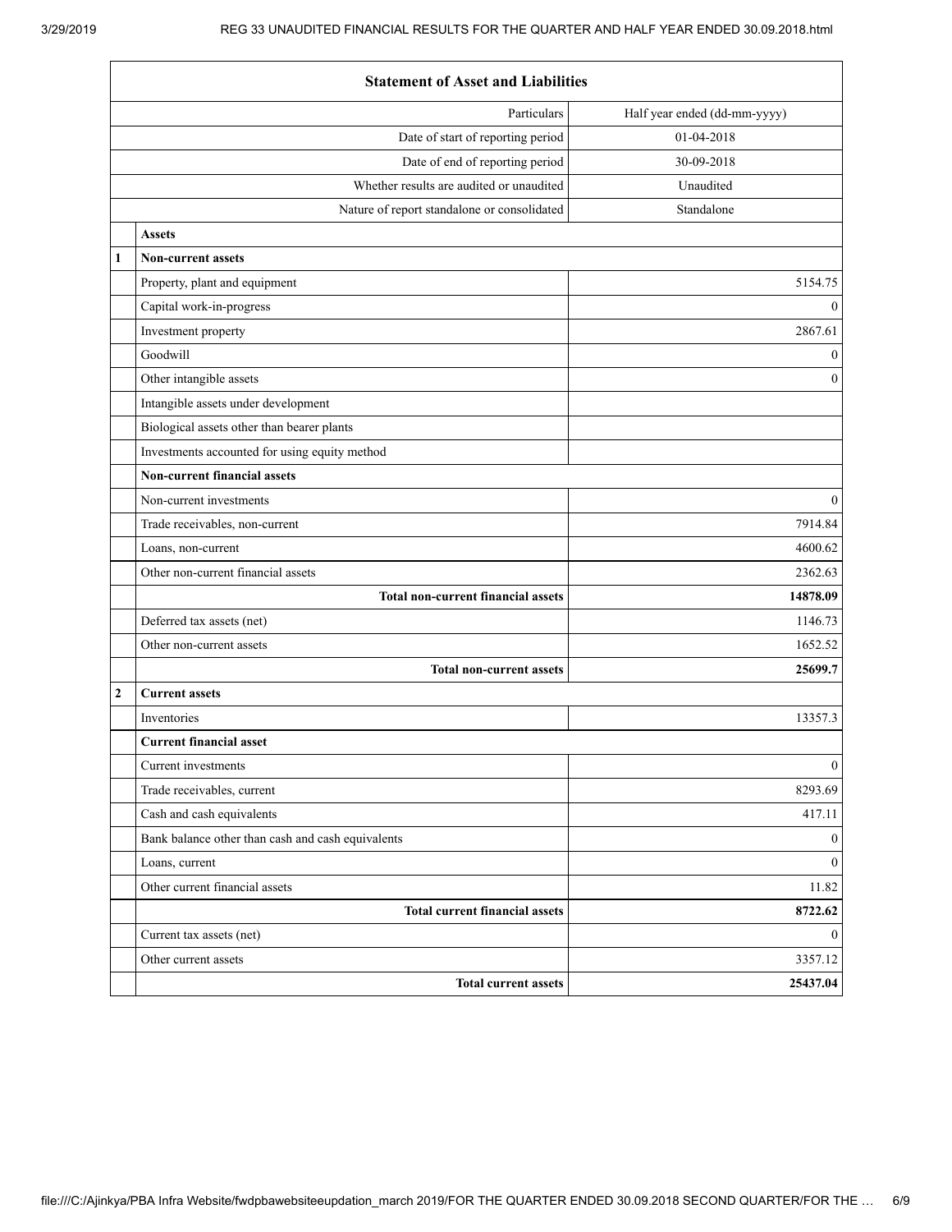| | Statement of Asset and Liabilities | |
|---|---|---|
| | Particulars | Half year ended (dd-mm-yyyy) |
| | Date of start of reporting period | 01-04-2018 |
| | Date of end of reporting period | 30-09-2018 |
| | Whether results are audited or unaudited | Unaudited |
| | Nature of report standalone or consolidated | Standalone |
| | **Assets** | |
| **1** | **Non-current assets** | |
| | Property, plant and equipment | 5154.75 |
| | Capital work-in-progress | 0 |
| | Investment property | 2867.61 |
| | Goodwill | 0 |
| | Other intangible assets | 0 |
| | Intangible assets under development | |
| | Biological assets other than bearer plants | |
| | Investments accounted for using equity method | |
| | **Non-current financial assets** | |
| | Non-current investments | 0 |
| | Trade receivables, non-current | 7914.84 |
| | Loans, non-current | 4600.62 |
| | Other non-current financial assets | 2362.63 |
| | **Total non-current financial assets** | **14878.09** |
| | Deferred tax assets (net) | 1146.73 |
| | Other non-current assets | 1652.52 |
| | **Total non-current assets** | **25699.7** |
| **2** | **Current assets** | |
| | Inventories | 13357.3 |
| | **Current financial asset** | |
| | Current investments | 0 |
| | Trade receivables, current | 8293.69 |
| | Cash and cash equivalents | 417.11 |
| | Bank balance other than cash and cash equivalents | 0 |
| | Loans, current | 0 |
| | Other current financial assets | 11.82 |
| | **Total current financial assets** | **8722.62** |
| | Current tax assets (net) | 0 |
| | Other current assets | 3357.12 |
| | **Total current assets** | **25437.04** |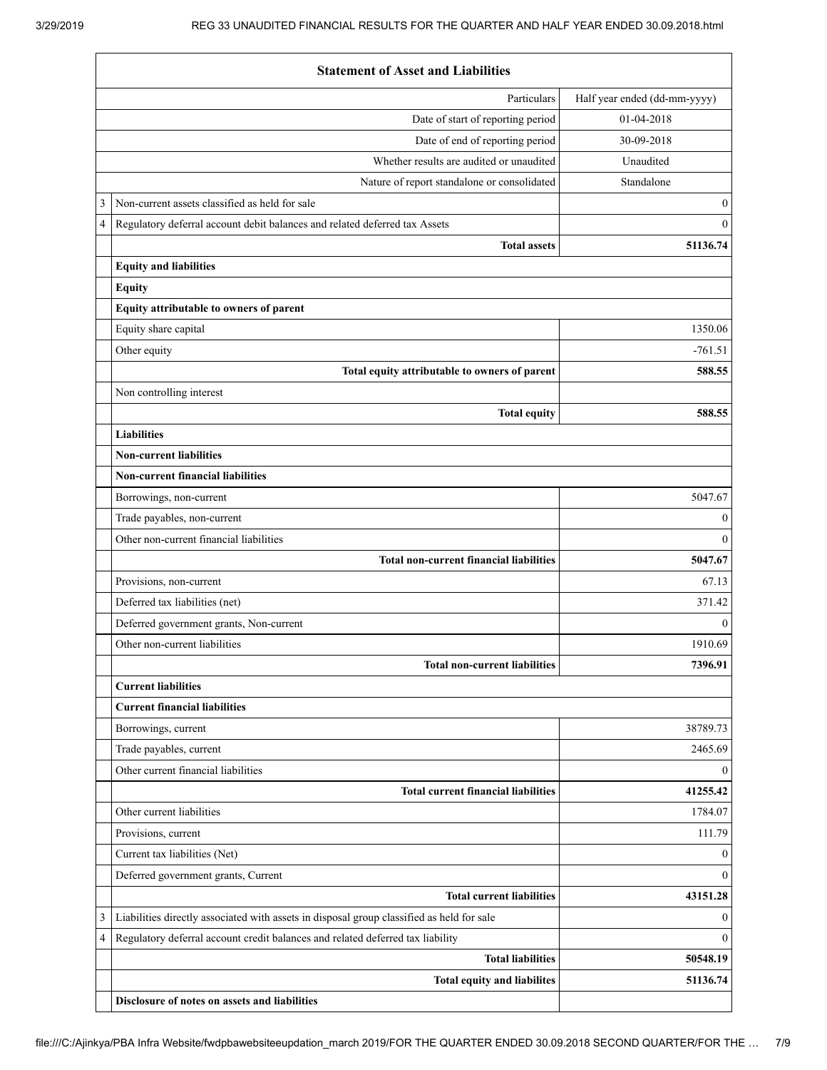| | Statement of Asset and Liabilities | |
|---|---|---|
| | Particulars | Half year ended (dd-mm-yyyy) |
| | Date of start of reporting period | 01-04-2018 |
| | Date of end of reporting period | 30-09-2018 |
| | Whether results are audited or unaudited | Unaudited |
| | Nature of report standalone or consolidated | Standalone |
| 3 | Non-current assets classified as held for sale | 0 |
| 4 | Regulatory deferral account debit balances and related deferred tax Assets | 0 |
| | **Total assets** | **51136.74** |
| | **Equity and liabilities** | |
| | **Equity** | |
| | **Equity attributable to owners of parent** | |
| | Equity share capital | 1350.06 |
| | Other equity | -761.51 |
| | **Total equity attributable to owners of parent** | **588.55** |
| | Non controlling interest | |
| | **Total equity** | **588.55** |
| | **Liabilities** | |
| | **Non-current liabilities** | |
| | **Non-current financial liabilities** | |
| | Borrowings, non-current | 5047.67 |
| | Trade payables, non-current | 0 |
| | Other non-current financial liabilities | 0 |
| | **Total non-current financial liabilities** | **5047.67** |
| | Provisions, non-current | 67.13 |
| | Deferred tax liabilities (net) | 371.42 |
| | Deferred government grants, Non-current | 0 |
| | Other non-current liabilities | 1910.69 |
| | **Total non-current liabilities** | **7396.91** |
| | **Current liabilities** | |
| | **Current financial liabilities** | |
| | Borrowings, current | 38789.73 |
| | Trade payables, current | 2465.69 |
| | Other current financial liabilities | 0 |
| | **Total current financial liabilities** | **41255.42** |
| | Other current liabilities | 1784.07 |
| | Provisions, current | 111.79 |
| | Current tax liabilities (Net) | 0 |
| | Deferred government grants, Current | 0 |
| | **Total current liabilities** | **43151.28** |
| 3 | Liabilities directly associated with assets in disposal group classified as held for sale | 0 |
| 4 | Regulatory deferral account credit balances and related deferred tax liability | 0 |
| | **Total liabilities** | **50548.19** |
| | **Total equity and liabilites** | **51136.74** |
| | **Disclosure of notes on assets and liabilities** | |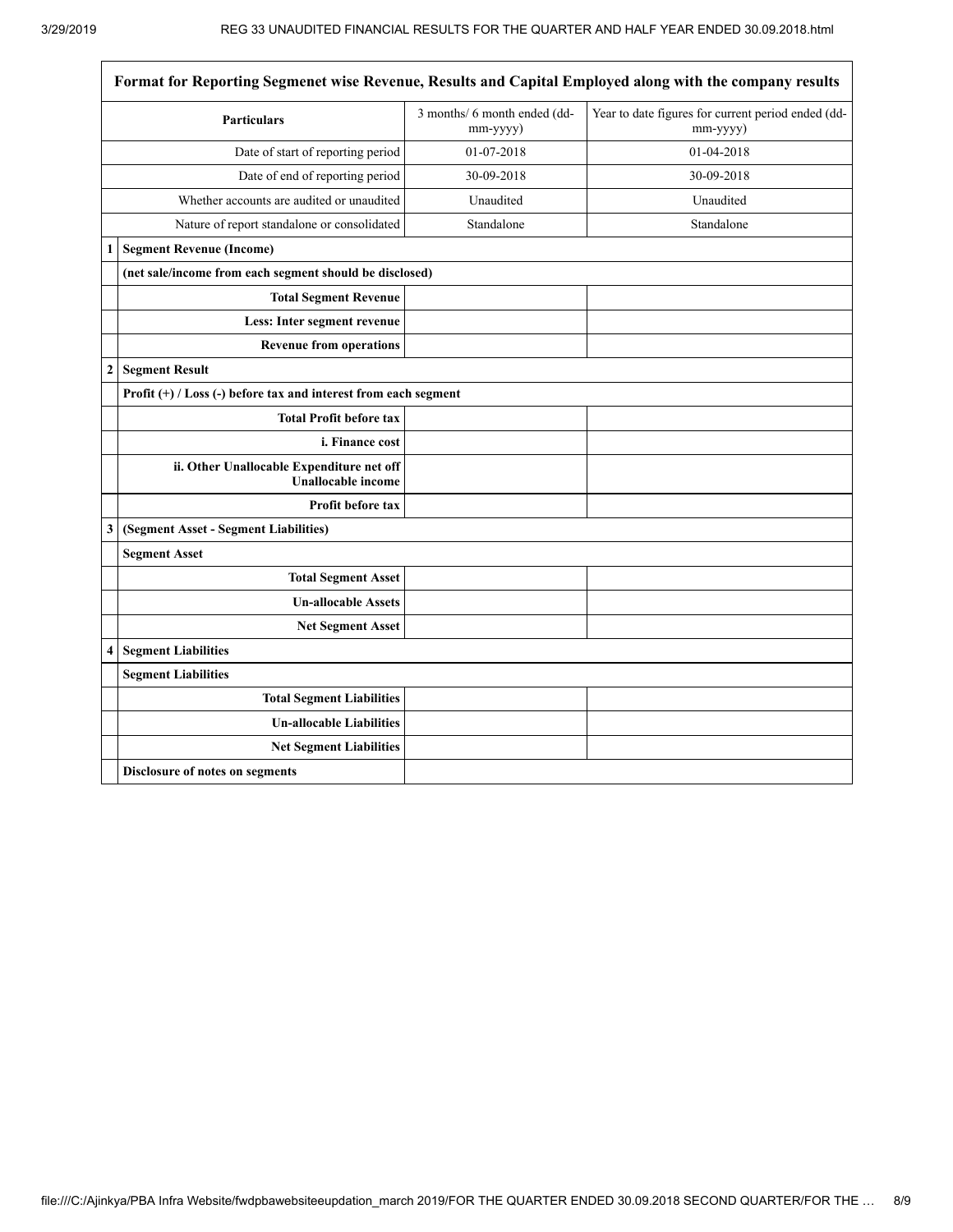| Format for Reporting Segmenet wise Revenue, Results and Capital Employed along with the company results | | | |
|---|---|---|---|
| | **Particulars** | 3 months/ 6 month ended (dd-mm-yyyy) | Year to date figures for current period ended (dd-mm-yyyy) |
| | Date of start of reporting period | 01-07-2018 | 01-04-2018 |
| | Date of end of reporting period | 30-09-2018 | 30-09-2018 |
| | Whether accounts are audited or unaudited | Unaudited | Unaudited |
| | Nature of report standalone or consolidated | Standalone | Standalone |
| **1** | **Segment Revenue (Income)** | | |
| | **(net sale/income from each segment should be disclosed)** | | |
| | **Total Segment Revenue** | | |
| | **Less: Inter segment revenue** | | |
| | **Revenue from operations** | | |
| **2** | **Segment Result** | | |
| | **Profit (+) / Loss (-) before tax and interest from each segment** | | |
| | **Total Profit before tax** | | |
| | **i. Finance cost** | | |
| | **ii. Other Unallocable Expenditure net off Unallocable income** | | |
| | **Profit before tax** | | |
| **3** | **(Segment Asset - Segment Liabilities)** | | |
| | **Segment Asset** | | |
| | **Total Segment Asset** | | |
| | **Un-allocable Assets** | | |
| | **Net Segment Asset** | | |
| **4** | **Segment Liabilities** | | |
| | **Segment Liabilities** | | |
| | **Total Segment Liabilities** | | |
| | **Un-allocable Liabilities** | | |
| | **Net Segment Liabilities** | | |
| | **Disclosure of notes on segments** | | |